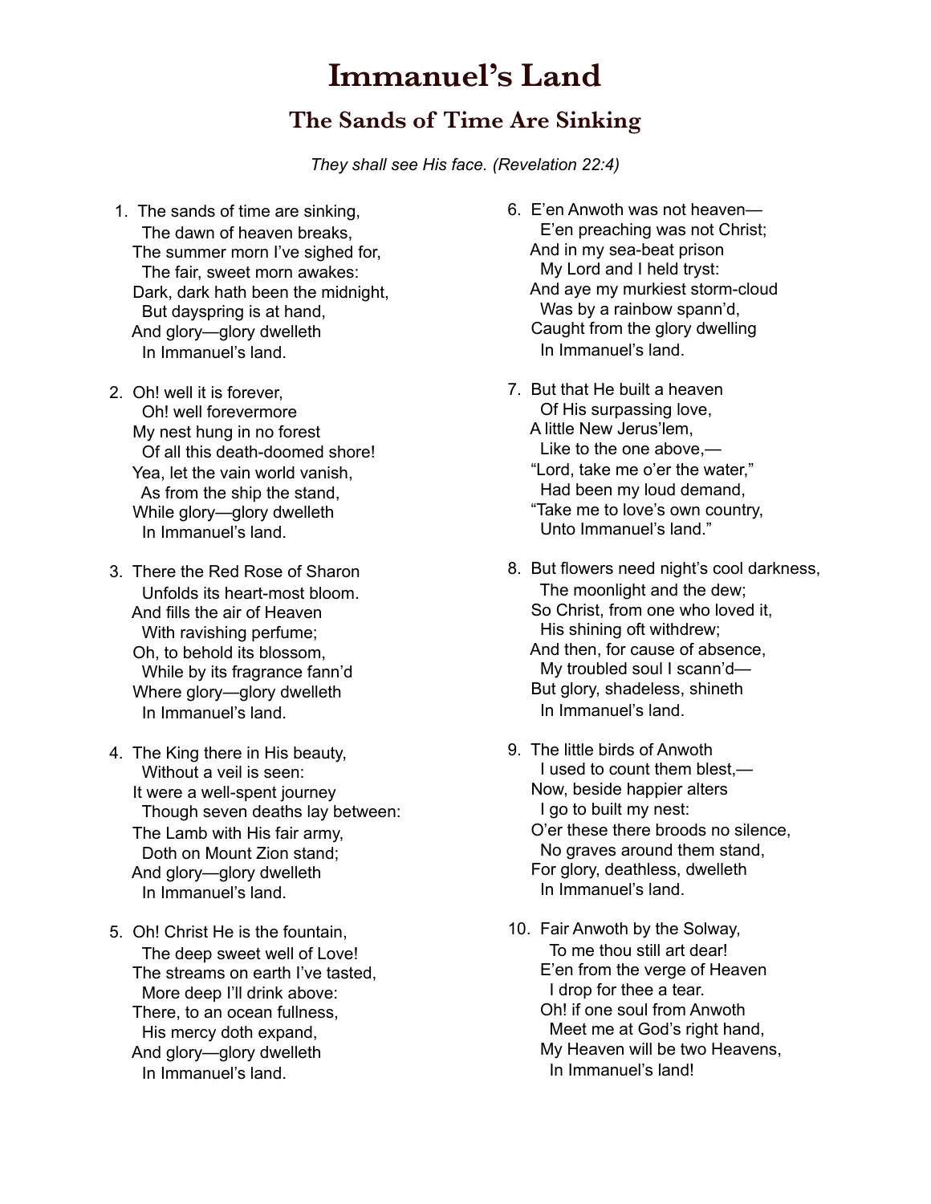# Immanuel's Land

## The Sands of Time Are Sinking

*They shall see His face. (Revelation 22:4)*

1. The sands of time are sinking,
   The dawn of heaven breaks,
   The summer morn I've sighed for,
   The fair, sweet morn awakes:
   Dark, dark hath been the midnight,
   But dayspring is at hand,
   And glory—glory dwelleth
   In Immanuel's land.

2. Oh! well it is forever,
   Oh! well forevermore
   My nest hung in no forest
   Of all this death-doomed shore!
   Yea, let the vain world vanish,
   As from the ship the stand,
   While glory—glory dwelleth
   In Immanuel's land.

3. There the Red Rose of Sharon
   Unfolds its heart-most bloom.
   And fills the air of Heaven
   With ravishing perfume;
   Oh, to behold its blossom,
   While by its fragrance fann'd
   Where glory—glory dwelleth
   In Immanuel's land.

4. The King there in His beauty,
   Without a veil is seen:
   It were a well-spent journey
   Though seven deaths lay between:
   The Lamb with His fair army,
   Doth on Mount Zion stand;
   And glory—glory dwelleth
   In Immanuel's land.

5. Oh! Christ He is the fountain,
   The deep sweet well of Love!
   The streams on earth I've tasted,
   More deep I'll drink above:
   There, to an ocean fullness,
   His mercy doth expand,
   And glory—glory dwelleth
   In Immanuel's land.

6. E'en Anwoth was not heaven—
   E'en preaching was not Christ;
   And in my sea-beat prison
   My Lord and I held tryst:
   And aye my murkiest storm-cloud
   Was by a rainbow spann'd,
   Caught from the glory dwelling
   In Immanuel's land.

7. But that He built a heaven
   Of His surpassing love,
   A little New Jerus'lem,
   Like to the one above,—
   "Lord, take me o'er the water,"
   Had been my loud demand,
   "Take me to love's own country,
   Unto Immanuel's land."

8. But flowers need night's cool darkness,
   The moonlight and the dew;
   So Christ, from one who loved it,
   His shining oft withdrew;
   And then, for cause of absence,
   My troubled soul I scann'd—
   But glory, shadeless, shineth
   In Immanuel's land.

9. The little birds of Anwoth
   I used to count them blest,—
   Now, beside happier alters
   I go to built my nest:
   O'er these there broods no silence,
   No graves around them stand,
   For glory, deathless, dwelleth
   In Immanuel's land.

10. Fair Anwoth by the Solway,
    To me thou still art dear!
    E'en from the verge of Heaven
    I drop for thee a tear.
    Oh! if one soul from Anwoth
    Meet me at God's right hand,
    My Heaven will be two Heavens,
    In Immanuel's land!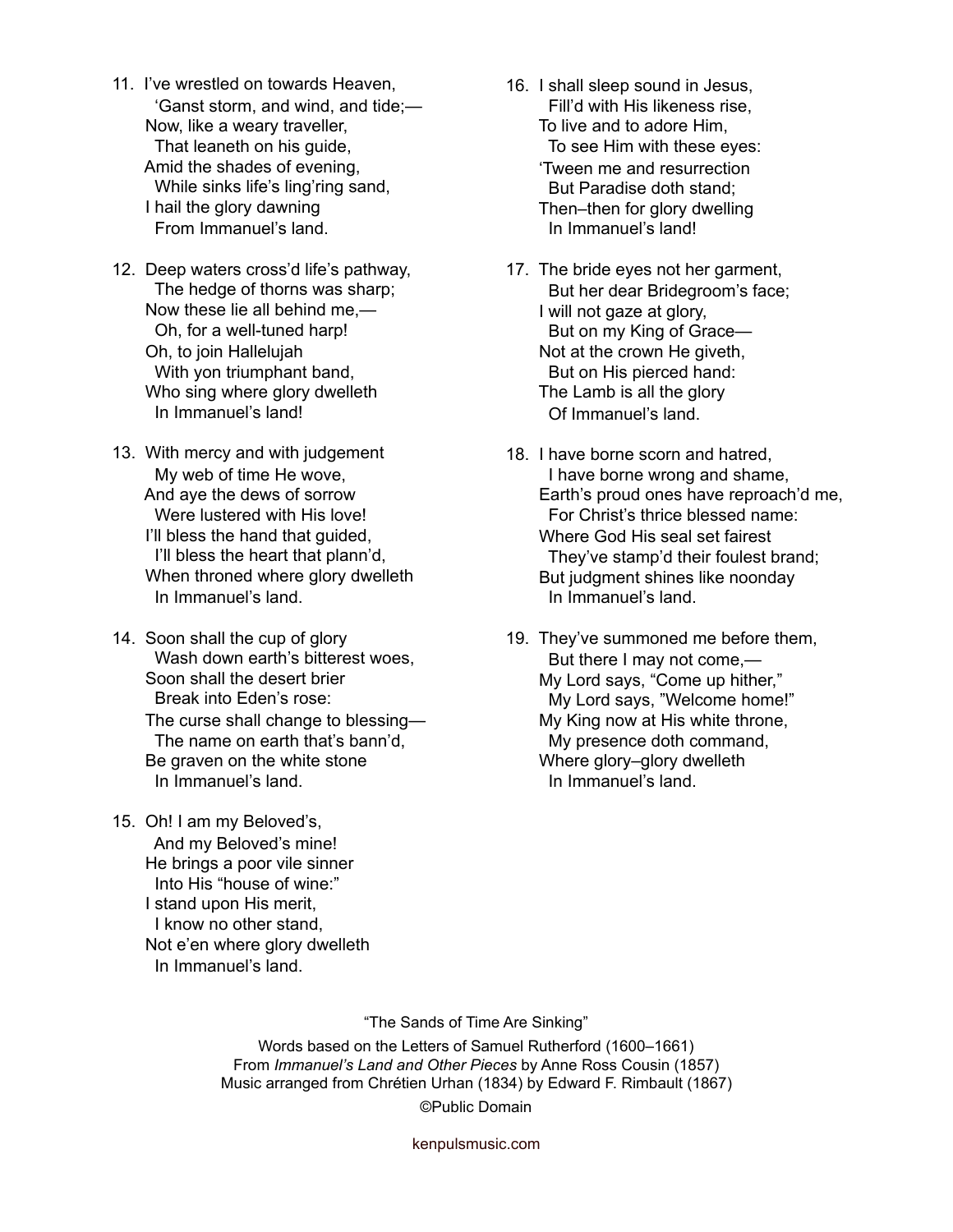11. I've wrestled on towards Heaven,
    'Ganst storm, and wind, and tide;—
    Now, like a weary traveller,
    That leaneth on his guide,
    Amid the shades of evening,
    While sinks life's ling'ring sand,
    I hail the glory dawning
    From Immanuel's land.

12. Deep waters cross'd life's pathway,
    The hedge of thorns was sharp;
    Now these lie all behind me,—
    Oh, for a well-tuned harp!
    Oh, to join Hallelujah
    With yon triumphant band,
    Who sing where glory dwelleth
    In Immanuel's land!

13. With mercy and with judgement
    My web of time He wove,
    And aye the dews of sorrow
    Were lustered with His love!
    I'll bless the hand that guided,
    I'll bless the heart that plann'd,
    When throned where glory dwelleth
    In Immanuel's land.

14. Soon shall the cup of glory
    Wash down earth's bitterest woes,
    Soon shall the desert brier
    Break into Eden's rose:
    The curse shall change to blessing—
    The name on earth that's bann'd,
    Be graven on the white stone
    In Immanuel's land.

15. Oh! I am my Beloved's,
    And my Beloved's mine!
    He brings a poor vile sinner
    Into His "house of wine:"
    I stand upon His merit,
    I know no other stand,
    Not e'en where glory dwelleth
    In Immanuel's land.

16. I shall sleep sound in Jesus,
    Fill'd with His likeness rise,
    To live and to adore Him,
    To see Him with these eyes:
    'Tween me and resurrection
    But Paradise doth stand;
    Then–then for glory dwelling
    In Immanuel's land!

17. The bride eyes not her garment,
    But her dear Bridegroom's face;
    I will not gaze at glory,
    But on my King of Grace—
    Not at the crown He giveth,
    But on His pierced hand:
    The Lamb is all the glory
    Of Immanuel's land.

18. I have borne scorn and hatred,
    I have borne wrong and shame,
    Earth's proud ones have reproach'd me,
    For Christ's thrice blessed name:
    Where God His seal set fairest
    They've stamp'd their foulest brand;
    But judgment shines like noonday
    In Immanuel's land.

19. They've summoned me before them,
    But there I may not come,—
    My Lord says, "Come up hither,"
    My Lord says, "Welcome home!"
    My King now at His white throne,
    My presence doth command,
    Where glory–glory dwelleth
    In Immanuel's land.

"The Sands of Time Are Sinking"

Words based on the Letters of Samuel Rutherford (1600–1661)
From *Immanuel's Land and Other Pieces* by Anne Ross Cousin (1857)
Music arranged from Chrétien Urhan (1834) by Edward F. Rimbault (1867)

©Public Domain

kenpulsmusic.com